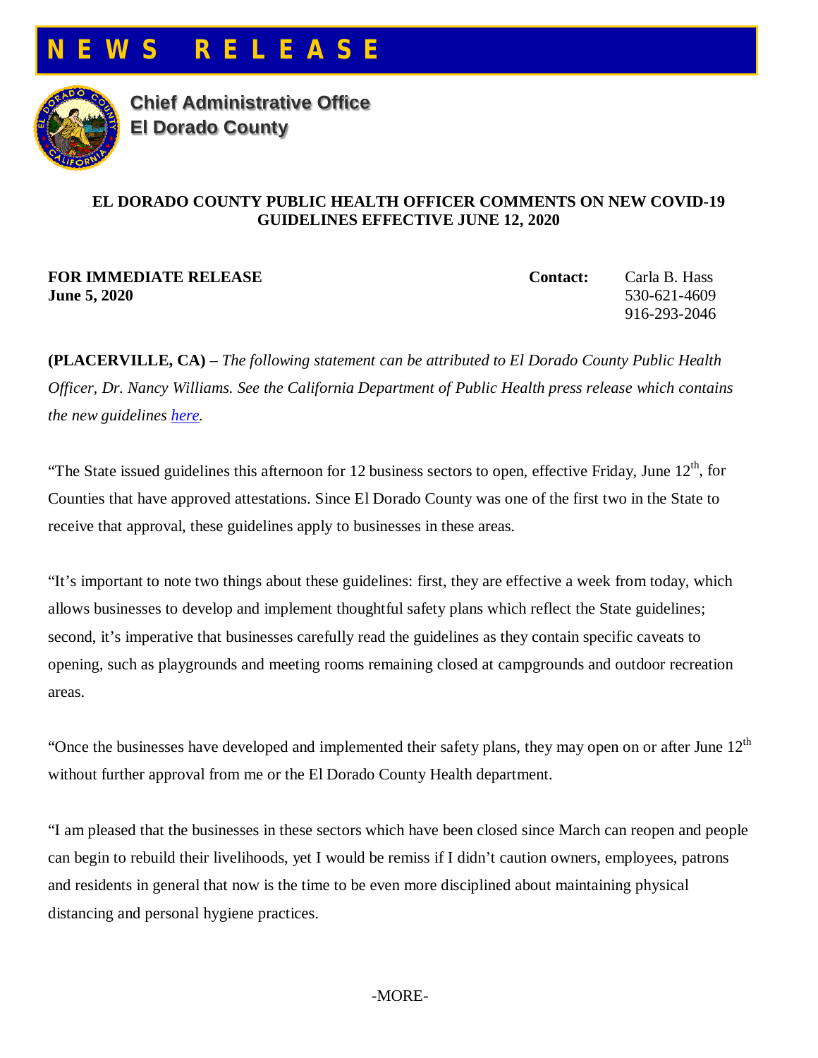# NEWS RELEASE

**Chief Administrative Office**
**El Dorado County**

## EL DORADO COUNTY PUBLIC HEALTH OFFICER COMMENTS ON NEW COVID-19 GUIDELINES EFFECTIVE JUNE 12, 2020

**FOR IMMEDIATE RELEASE**
**June 5, 2020**

**Contact:** Carla B. Hass
530-621-4609
916-293-2046

**(PLACERVILLE, CA)** – *The following statement can be attributed to El Dorado County Public Health Officer, Dr. Nancy Williams. See the California Department of Public Health press release which contains the new guidelines here.*

"The State issued guidelines this afternoon for 12 business sectors to open, effective Friday, June 12th, for Counties that have approved attestations. Since El Dorado County was one of the first two in the State to receive that approval, these guidelines apply to businesses in these areas.

"It's important to note two things about these guidelines: first, they are effective a week from today, which allows businesses to develop and implement thoughtful safety plans which reflect the State guidelines; second, it's imperative that businesses carefully read the guidelines as they contain specific caveats to opening, such as playgrounds and meeting rooms remaining closed at campgrounds and outdoor recreation areas.

"Once the businesses have developed and implemented their safety plans, they may open on or after June 12th without further approval from me or the El Dorado County Health department.

"I am pleased that the businesses in these sectors which have been closed since March can reopen and people can begin to rebuild their livelihoods, yet I would be remiss if I didn't caution owners, employees, patrons and residents in general that now is the time to be even more disciplined about maintaining physical distancing and personal hygiene practices.

-MORE-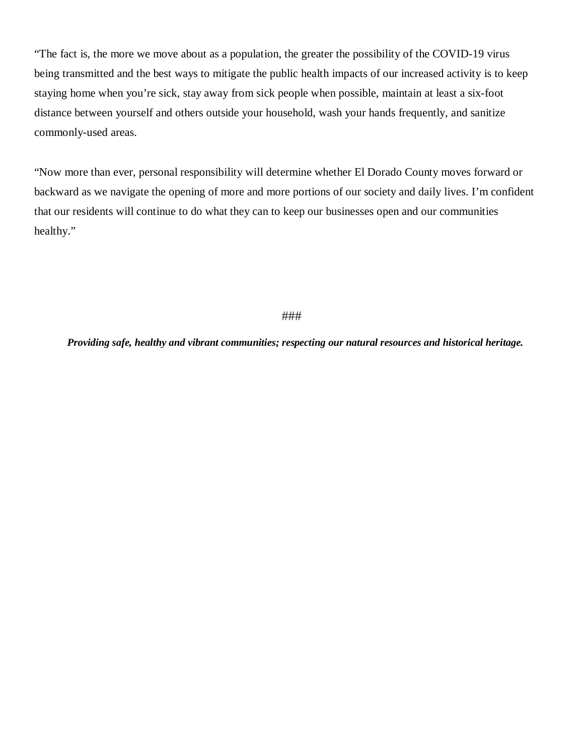"The fact is, the more we move about as a population, the greater the possibility of the COVID-19 virus being transmitted and the best ways to mitigate the public health impacts of our increased activity is to keep staying home when you're sick, stay away from sick people when possible, maintain at least a six-foot distance between yourself and others outside your household, wash your hands frequently, and sanitize commonly-used areas.

"Now more than ever, personal responsibility will determine whether El Dorado County moves forward or backward as we navigate the opening of more and more portions of our society and daily lives. I'm confident that our residents will continue to do what they can to keep our businesses open and our communities healthy."

###

***Providing safe, healthy and vibrant communities; respecting our natural resources and historical heritage.***